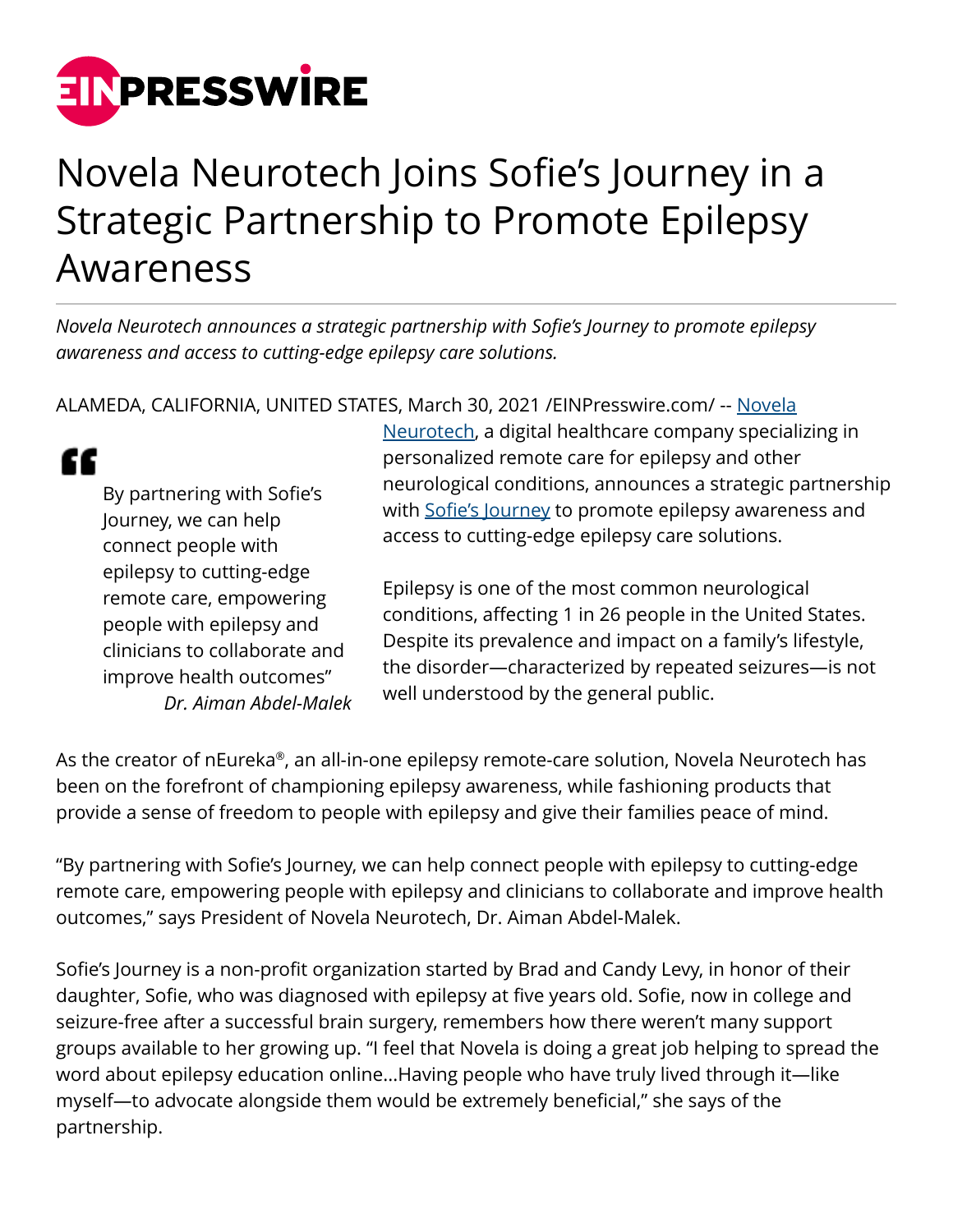# Novela Neurotech Joins Sofie's Journey in a Strategic Partnership to Promote Epilepsy Awareness

*Novela Neurotech announces a strategic partnership with Sofie's Journey to promote epilepsy awareness and access to cutting-edge epilepsy care solutions.*

ALAMEDA, CALIFORNIA, UNITED STATES, March 30, 2021 /EINPresswire.com/ -- Novela Neurotech, a digital healthcare company specializing in personalized remote care for epilepsy and other neurological conditions, announces a strategic partnership with Sofie's Journey to promote epilepsy awareness and access to cutting-edge epilepsy care solutions.

> "By partnering with Sofie's Journey, we can help connect people with epilepsy to cutting-edge remote care, empowering people with epilepsy and clinicians to collaborate and improve health outcomes"
>
> *Dr. Aiman Abdel-Malek*

Epilepsy is one of the most common neurological conditions, affecting 1 in 26 people in the United States. Despite its prevalence and impact on a family's lifestyle, the disorder—characterized by repeated seizures—is not well understood by the general public.

As the creator of nEureka®, an all-in-one epilepsy remote-care solution, Novela Neurotech has been on the forefront of championing epilepsy awareness, while fashioning products that provide a sense of freedom to people with epilepsy and give their families peace of mind.

"By partnering with Sofie's Journey, we can help connect people with epilepsy to cutting-edge remote care, empowering people with epilepsy and clinicians to collaborate and improve health outcomes," says President of Novela Neurotech, Dr. Aiman Abdel-Malek.

Sofie's Journey is a non-profit organization started by Brad and Candy Levy, in honor of their daughter, Sofie, who was diagnosed with epilepsy at five years old. Sofie, now in college and seizure-free after a successful brain surgery, remembers how there weren't many support groups available to her growing up. "I feel that Novela is doing a great job helping to spread the word about epilepsy education online...Having people who have truly lived through it—like myself—to advocate alongside them would be extremely beneficial," she says of the partnership.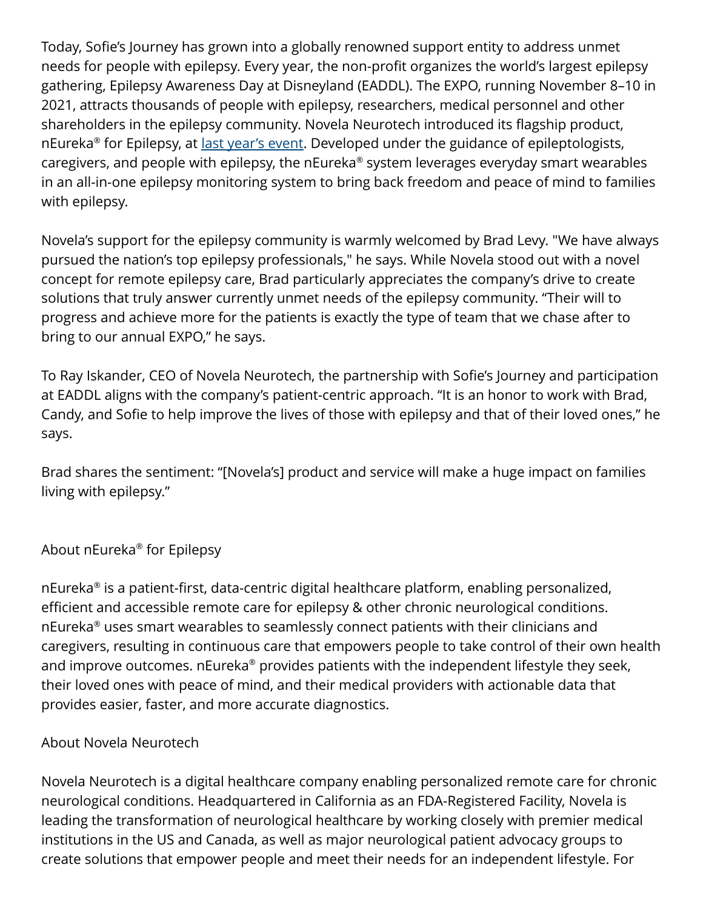Today, Sofie's Journey has grown into a globally renowned support entity to address unmet needs for people with epilepsy. Every year, the non-profit organizes the world's largest epilepsy gathering, Epilepsy Awareness Day at Disneyland (EADDL). The EXPO, running November 8–10 in 2021, attracts thousands of people with epilepsy, researchers, medical personnel and other shareholders in the epilepsy community. Novela Neurotech introduced its flagship product, nEureka® for Epilepsy, at last year's event. Developed under the guidance of epileptologists, caregivers, and people with epilepsy, the nEureka® system leverages everyday smart wearables in an all-in-one epilepsy monitoring system to bring back freedom and peace of mind to families with epilepsy.

Novela's support for the epilepsy community is warmly welcomed by Brad Levy. "We have always pursued the nation's top epilepsy professionals," he says. While Novela stood out with a novel concept for remote epilepsy care, Brad particularly appreciates the company's drive to create solutions that truly answer currently unmet needs of the epilepsy community. "Their will to progress and achieve more for the patients is exactly the type of team that we chase after to bring to our annual EXPO," he says.

To Ray Iskander, CEO of Novela Neurotech, the partnership with Sofie's Journey and participation at EADDL aligns with the company's patient-centric approach. "It is an honor to work with Brad, Candy, and Sofie to help improve the lives of those with epilepsy and that of their loved ones," he says.

Brad shares the sentiment: "[Novela's] product and service will make a huge impact on families living with epilepsy."

## About nEureka® for Epilepsy

nEureka® is a patient-first, data-centric digital healthcare platform, enabling personalized, efficient and accessible remote care for epilepsy & other chronic neurological conditions. nEureka® uses smart wearables to seamlessly connect patients with their clinicians and caregivers, resulting in continuous care that empowers people to take control of their own health and improve outcomes. nEureka® provides patients with the independent lifestyle they seek, their loved ones with peace of mind, and their medical providers with actionable data that provides easier, faster, and more accurate diagnostics.

## About Novela Neurotech

Novela Neurotech is a digital healthcare company enabling personalized remote care for chronic neurological conditions. Headquartered in California as an FDA-Registered Facility, Novela is leading the transformation of neurological healthcare by working closely with premier medical institutions in the US and Canada, as well as major neurological patient advocacy groups to create solutions that empower people and meet their needs for an independent lifestyle. For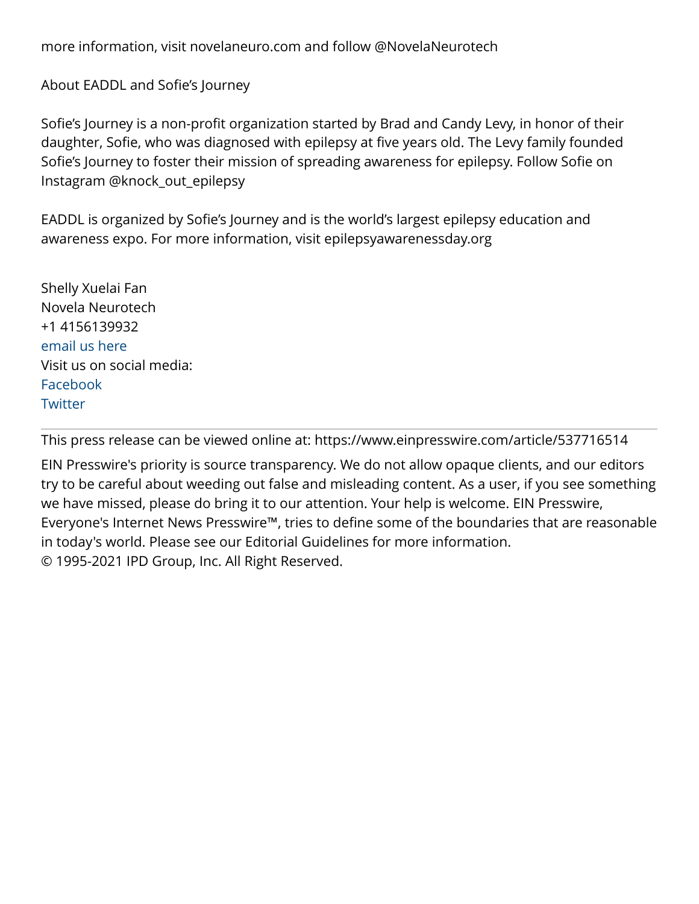more information, visit novelaneuro.com and follow @NovelaNeurotech

About EADDL and Sofie's Journey

Sofie's Journey is a non-profit organization started by Brad and Candy Levy, in honor of their daughter, Sofie, who was diagnosed with epilepsy at five years old. The Levy family founded Sofie's Journey to foster their mission of spreading awareness for epilepsy. Follow Sofie on Instagram @knock_out_epilepsy

EADDL is organized by Sofie's Journey and is the world's largest epilepsy education and awareness expo. For more information, visit epilepsyawarenessday.org

Shelly Xuelai Fan
Novela Neurotech
+1 4156139932
email us here
Visit us on social media:
Facebook
Twitter

---

This press release can be viewed online at: https://www.einpresswire.com/article/537716514

EIN Presswire's priority is source transparency. We do not allow opaque clients, and our editors try to be careful about weeding out false and misleading content. As a user, if you see something we have missed, please do bring it to our attention. Your help is welcome. EIN Presswire, Everyone's Internet News Presswire™, tries to define some of the boundaries that are reasonable in today's world. Please see our Editorial Guidelines for more information.
© 1995-2021 IPD Group, Inc. All Right Reserved.